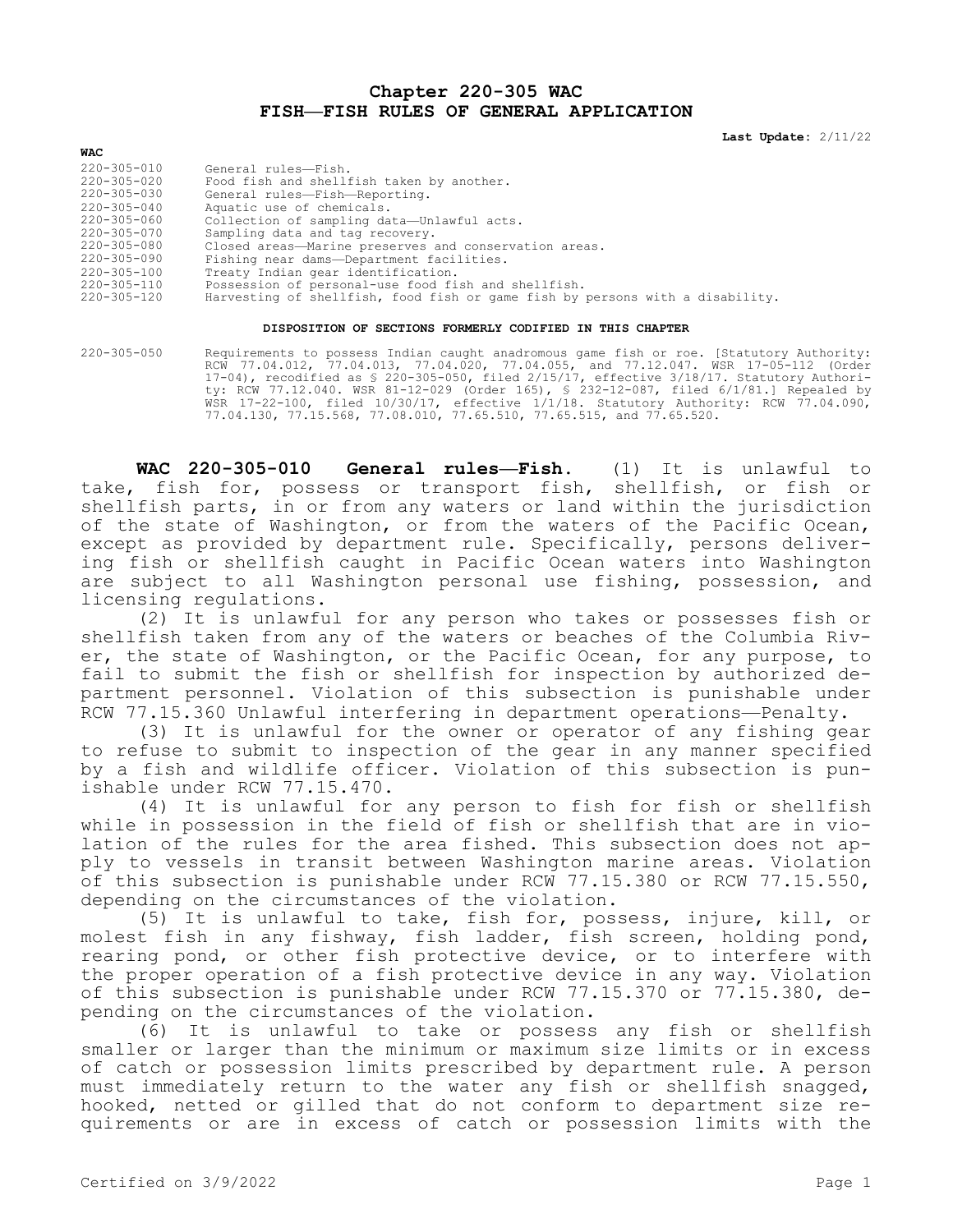# Chapter 220-305 WAC
# FISH—FISH RULES OF GENERAL APPLICATION

**Last Update:** 2/11/22

**WAC**

| | |
|---|---|
| 220-305-010 | General rules—Fish. |
| 220-305-020 | Food fish and shellfish taken by another. |
| 220-305-030 | General rules—Fish—Reporting. |
| 220-305-040 | Aquatic use of chemicals. |
| 220-305-060 | Collection of sampling data—Unlawful acts. |
| 220-305-070 | Sampling data and tag recovery. |
| 220-305-080 | Closed areas—Marine preserves and conservation areas. |
| 220-305-090 | Fishing near dams—Department facilities. |
| 220-305-100 | Treaty Indian gear identification. |
| 220-305-110 | Possession of personal-use food fish and shellfish. |
| 220-305-120 | Harvesting of shellfish, food fish or game fish by persons with a disability. |

**DISPOSITION OF SECTIONS FORMERLY CODIFIED IN THIS CHAPTER**

220-305-050 Requirements to possess Indian caught anadromous game fish or roe. [Statutory Authority: RCW 77.04.012, 77.04.013, 77.04.020, 77.04.055, and 77.12.047. WSR 17-05-112 (Order 17-04), recodified as § 220-305-050, filed 2/15/17, effective 3/18/17. Statutory Authority: RCW 77.12.040. WSR 81-12-029 (Order 165), § 232-12-087, filed 6/1/81.] Repealed by WSR 17-22-100, filed 10/30/17, effective 1/1/18. Statutory Authority: RCW 77.04.090, 77.04.130, 77.15.568, 77.08.010, 77.65.510, 77.65.515, and 77.65.520.

**WAC 220-305-010 General rules—Fish.** (1) It is unlawful to take, fish for, possess or transport fish, shellfish, or fish or shellfish parts, in or from any waters or land within the jurisdiction of the state of Washington, or from the waters of the Pacific Ocean, except as provided by department rule. Specifically, persons delivering fish or shellfish caught in Pacific Ocean waters into Washington are subject to all Washington personal use fishing, possession, and licensing regulations.

(2) It is unlawful for any person who takes or possesses fish or shellfish taken from any of the waters or beaches of the Columbia River, the state of Washington, or the Pacific Ocean, for any purpose, to fail to submit the fish or shellfish for inspection by authorized department personnel. Violation of this subsection is punishable under RCW 77.15.360 Unlawful interfering in department operations—Penalty.

(3) It is unlawful for the owner or operator of any fishing gear to refuse to submit to inspection of the gear in any manner specified by a fish and wildlife officer. Violation of this subsection is punishable under RCW 77.15.470.

(4) It is unlawful for any person to fish for fish or shellfish while in possession in the field of fish or shellfish that are in violation of the rules for the area fished. This subsection does not apply to vessels in transit between Washington marine areas. Violation of this subsection is punishable under RCW 77.15.380 or RCW 77.15.550, depending on the circumstances of the violation.

(5) It is unlawful to take, fish for, possess, injure, kill, or molest fish in any fishway, fish ladder, fish screen, holding pond, rearing pond, or other fish protective device, or to interfere with the proper operation of a fish protective device in any way. Violation of this subsection is punishable under RCW 77.15.370 or 77.15.380, depending on the circumstances of the violation.

(6) It is unlawful to take or possess any fish or shellfish smaller or larger than the minimum or maximum size limits or in excess of catch or possession limits prescribed by department rule. A person must immediately return to the water any fish or shellfish snagged, hooked, netted or gilled that do not conform to department size requirements or are in excess of catch or possession limits with the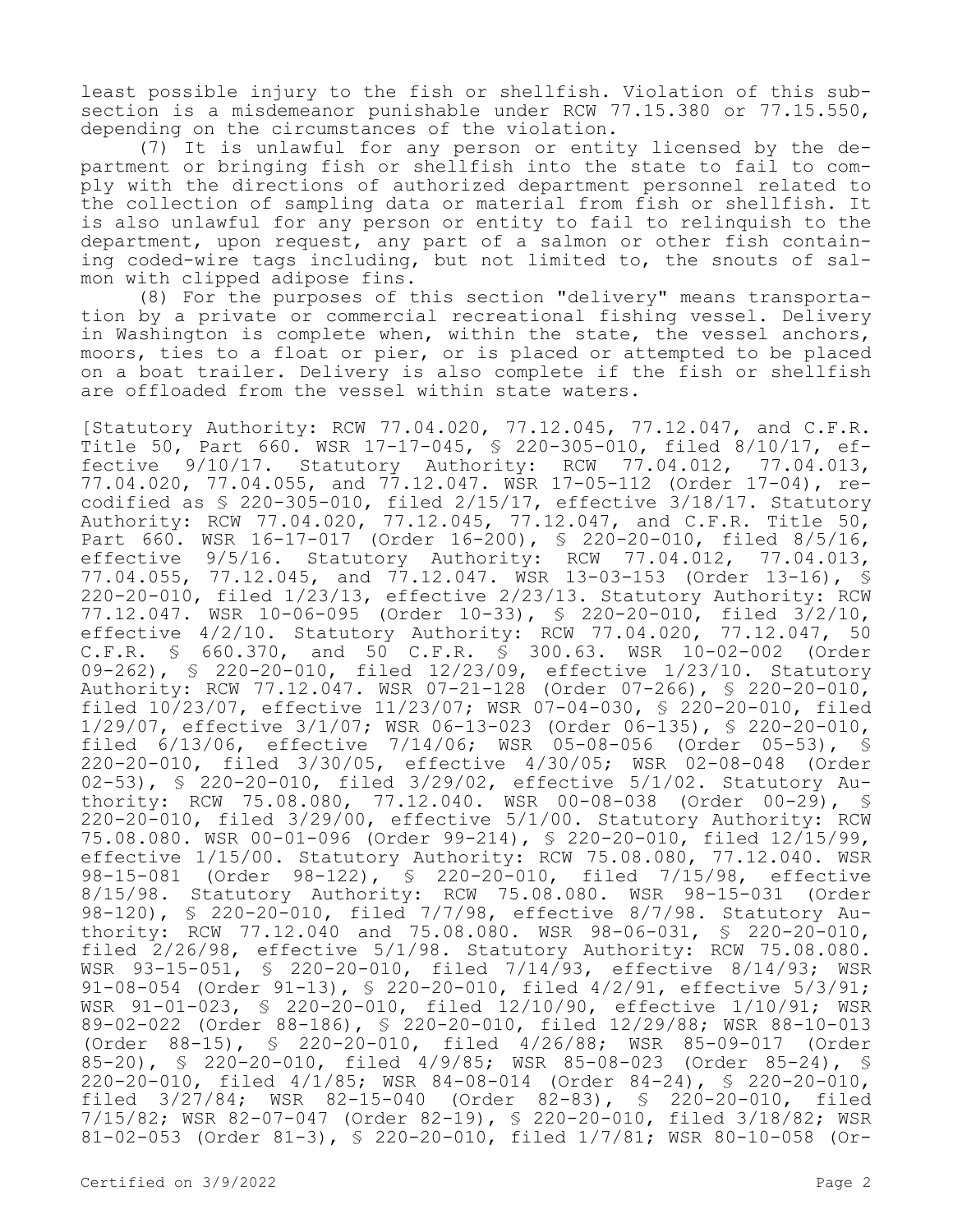least possible injury to the fish or shellfish. Violation of this subsection is a misdemeanor punishable under RCW 77.15.380 or 77.15.550, depending on the circumstances of the violation.

(7) It is unlawful for any person or entity licensed by the department or bringing fish or shellfish into the state to fail to comply with the directions of authorized department personnel related to the collection of sampling data or material from fish or shellfish. It is also unlawful for any person or entity to fail to relinquish to the department, upon request, any part of a salmon or other fish containing coded-wire tags including, but not limited to, the snouts of salmon with clipped adipose fins.

(8) For the purposes of this section "delivery" means transportation by a private or commercial recreational fishing vessel. Delivery in Washington is complete when, within the state, the vessel anchors, moors, ties to a float or pier, or is placed or attempted to be placed on a boat trailer. Delivery is also complete if the fish or shellfish are offloaded from the vessel within state waters.

[Statutory Authority: RCW 77.04.020, 77.12.045, 77.12.047, and C.F.R. Title 50, Part 660. WSR 17-17-045, § 220-305-010, filed 8/10/17, effective 9/10/17. Statutory Authority: RCW 77.04.012, 77.04.013, 77.04.020, 77.04.055, and 77.12.047. WSR 17-05-112 (Order 17-04), recodified as § 220-305-010, filed 2/15/17, effective 3/18/17. Statutory Authority: RCW 77.04.020, 77.12.045, 77.12.047, and C.F.R. Title 50, Part 660. WSR 16-17-017 (Order 16-200), § 220-20-010, filed 8/5/16, effective 9/5/16. Statutory Authority: RCW 77.04.012, 77.04.013, 77.04.055, 77.12.045, and 77.12.047. WSR 13-03-153 (Order 13-16), § 220-20-010, filed 1/23/13, effective 2/23/13. Statutory Authority: RCW 77.12.047. WSR 10-06-095 (Order 10-33), § 220-20-010, filed 3/2/10, effective 4/2/10. Statutory Authority: RCW 77.04.020, 77.12.047, 50 C.F.R. § 660.370, and 50 C.F.R. § 300.63. WSR 10-02-002 (Order 09-262), § 220-20-010, filed 12/23/09, effective 1/23/10. Statutory Authority: RCW 77.12.047. WSR 07-21-128 (Order 07-266), § 220-20-010, filed 10/23/07, effective 11/23/07; WSR 07-04-030, § 220-20-010, filed 1/29/07, effective 3/1/07; WSR 06-13-023 (Order 06-135), § 220-20-010, filed 6/13/06, effective 7/14/06; WSR 05-08-056 (Order 05-53), § 220-20-010, filed 3/30/05, effective 4/30/05; WSR 02-08-048 (Order 02-53), § 220-20-010, filed 3/29/02, effective 5/1/02. Statutory Authority: RCW 75.08.080, 77.12.040. WSR 00-08-038 (Order 00-29), § 220-20-010, filed 3/29/00, effective 5/1/00. Statutory Authority: RCW 75.08.080. WSR 00-01-096 (Order 99-214), § 220-20-010, filed 12/15/99, effective 1/15/00. Statutory Authority: RCW 75.08.080, 77.12.040. WSR 98-15-081 (Order 98-122), § 220-20-010, filed 7/15/98, effective 8/15/98. Statutory Authority: RCW 75.08.080. WSR 98-15-031 (Order 98-120), § 220-20-010, filed 7/7/98, effective 8/7/98. Statutory Authority: RCW 77.12.040 and 75.08.080. WSR 98-06-031, § 220-20-010, filed 2/26/98, effective 5/1/98. Statutory Authority: RCW 75.08.080. WSR 93-15-051, § 220-20-010, filed 7/14/93, effective 8/14/93; WSR 91-08-054 (Order 91-13), § 220-20-010, filed 4/2/91, effective 5/3/91; WSR 91-01-023, § 220-20-010, filed 12/10/90, effective 1/10/91; WSR 89-02-022 (Order 88-186), § 220-20-010, filed 12/29/88; WSR 88-10-013 (Order 88-15), § 220-20-010, filed 4/26/88; WSR 85-09-017 (Order 85-20), § 220-20-010, filed 4/9/85; WSR 85-08-023 (Order 85-24), § 220-20-010, filed 4/1/85; WSR 84-08-014 (Order 84-24), § 220-20-010, filed 3/27/84; WSR 82-15-040 (Order 82-83), § 220-20-010, filed 7/15/82; WSR 82-07-047 (Order 82-19), § 220-20-010, filed 3/18/82; WSR 81-02-053 (Order 81-3), § 220-20-010, filed 1/7/81; WSR 80-10-058 (Or-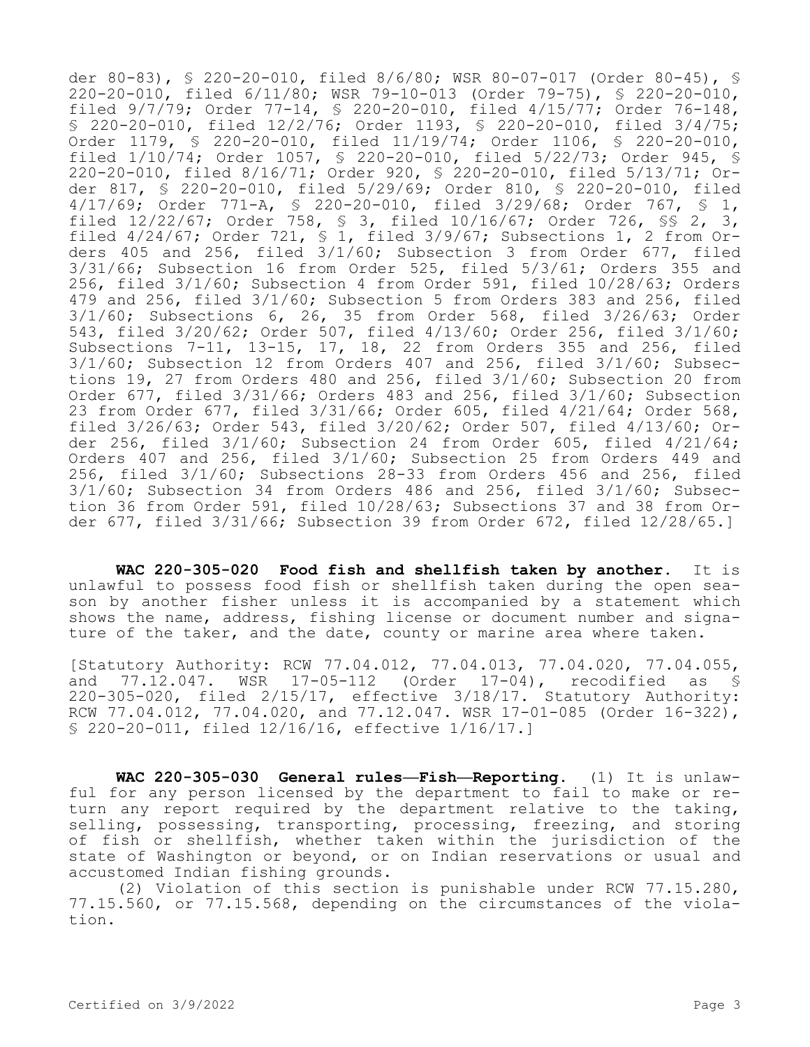der 80-83), § 220-20-010, filed 8/6/80; WSR 80-07-017 (Order 80-45), § 220-20-010, filed 6/11/80; WSR 79-10-013 (Order 79-75), § 220-20-010, filed 9/7/79; Order 77-14, § 220-20-010, filed 4/15/77; Order 76-148, § 220-20-010, filed 12/2/76; Order 1193, § 220-20-010, filed 3/4/75; Order 1179, § 220-20-010, filed 11/19/74; Order 1106, § 220-20-010, filed 1/10/74; Order 1057, § 220-20-010, filed 5/22/73; Order 945, § 220-20-010, filed 8/16/71; Order 920, § 220-20-010, filed 5/13/71; Order 817, § 220-20-010, filed 5/29/69; Order 810, § 220-20-010, filed 4/17/69; Order 771-A, § 220-20-010, filed 3/29/68; Order 767, § 1, filed 12/22/67; Order 758, § 3, filed 10/16/67; Order 726, §§ 2, 3, filed 4/24/67; Order 721, § 1, filed 3/9/67; Subsections 1, 2 from Orders 405 and 256, filed 3/1/60; Subsection 3 from Order 677, filed 3/31/66; Subsection 16 from Order 525, filed 5/3/61; Orders 355 and 256, filed 3/1/60; Subsection 4 from Order 591, filed 10/28/63; Orders 479 and 256, filed 3/1/60; Subsection 5 from Orders 383 and 256, filed 3/1/60; Subsections 6, 26, 35 from Order 568, filed 3/26/63; Order 543, filed 3/20/62; Order 507, filed 4/13/60; Order 256, filed 3/1/60; Subsections 7-11, 13-15, 17, 18, 22 from Orders 355 and 256, filed 3/1/60; Subsection 12 from Orders 407 and 256, filed 3/1/60; Subsections 19, 27 from Orders 480 and 256, filed 3/1/60; Subsection 20 from Order 677, filed 3/31/66; Orders 483 and 256, filed 3/1/60; Subsection 23 from Order 677, filed 3/31/66; Order 605, filed 4/21/64; Order 568, filed 3/26/63; Order 543, filed 3/20/62; Order 507, filed 4/13/60; Order 256, filed 3/1/60; Subsection 24 from Order 605, filed 4/21/64; Orders 407 and 256, filed 3/1/60; Subsection 25 from Orders 449 and 256, filed 3/1/60; Subsections 28-33 from Orders 456 and 256, filed 3/1/60; Subsection 34 from Orders 486 and 256, filed 3/1/60; Subsection 36 from Order 591, filed 10/28/63; Subsections 37 and 38 from Order 677, filed 3/31/66; Subsection 39 from Order 672, filed 12/28/65.]

**WAC 220-305-020 Food fish and shellfish taken by another.** It is unlawful to possess food fish or shellfish taken during the open season by another fisher unless it is accompanied by a statement which shows the name, address, fishing license or document number and signature of the taker, and the date, county or marine area where taken.

[Statutory Authority: RCW 77.04.012, 77.04.013, 77.04.020, 77.04.055, and 77.12.047. WSR 17-05-112 (Order 17-04), recodified as § 220-305-020, filed 2/15/17, effective 3/18/17. Statutory Authority: RCW 77.04.012, 77.04.020, and 77.12.047. WSR 17-01-085 (Order 16-322), § 220-20-011, filed 12/16/16, effective 1/16/17.]

**WAC 220-305-030 General rules—Fish—Reporting.** (1) It is unlawful for any person licensed by the department to fail to make or return any report required by the department relative to the taking, selling, possessing, transporting, processing, freezing, and storing of fish or shellfish, whether taken within the jurisdiction of the state of Washington or beyond, or on Indian reservations or usual and accustomed Indian fishing grounds.

(2) Violation of this section is punishable under RCW 77.15.280, 77.15.560, or 77.15.568, depending on the circumstances of the violation.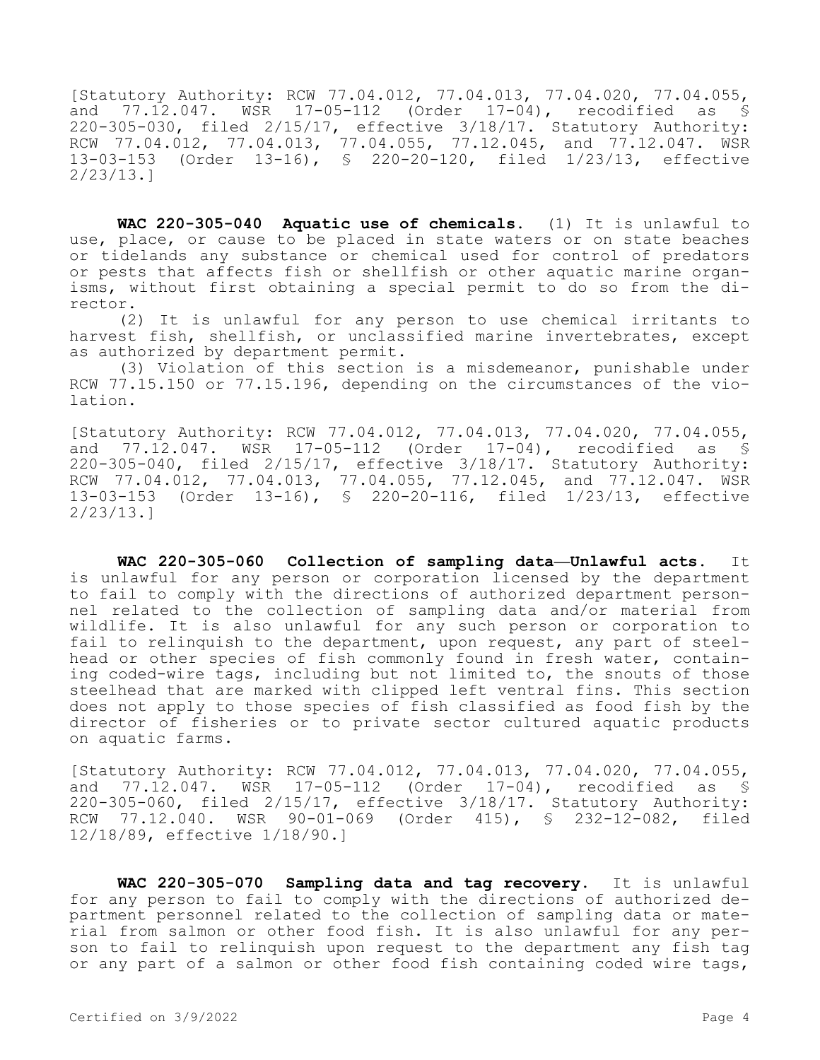[Statutory Authority: RCW 77.04.012, 77.04.013, 77.04.020, 77.04.055, and 77.12.047. WSR 17-05-112 (Order 17-04), recodified as § 220-305-030, filed 2/15/17, effective 3/18/17. Statutory Authority: RCW 77.04.012, 77.04.013, 77.04.055, 77.12.045, and 77.12.047. WSR 13-03-153 (Order 13-16), § 220-20-120, filed 1/23/13, effective 2/23/13.]

**WAC 220-305-040 Aquatic use of chemicals.** (1) It is unlawful to use, place, or cause to be placed in state waters or on state beaches or tidelands any substance or chemical used for control of predators or pests that affects fish or shellfish or other aquatic marine organisms, without first obtaining a special permit to do so from the director.

(2) It is unlawful for any person to use chemical irritants to harvest fish, shellfish, or unclassified marine invertebrates, except as authorized by department permit.

(3) Violation of this section is a misdemeanor, punishable under RCW 77.15.150 or 77.15.196, depending on the circumstances of the violation.

[Statutory Authority: RCW 77.04.012, 77.04.013, 77.04.020, 77.04.055, and 77.12.047. WSR 17-05-112 (Order 17-04), recodified as § 220-305-040, filed 2/15/17, effective 3/18/17. Statutory Authority: RCW 77.04.012, 77.04.013, 77.04.055, 77.12.045, and 77.12.047. WSR 13-03-153 (Order 13-16), § 220-20-116, filed 1/23/13, effective 2/23/13.]

**WAC 220-305-060 Collection of sampling data—Unlawful acts.** It is unlawful for any person or corporation licensed by the department to fail to comply with the directions of authorized department personnel related to the collection of sampling data and/or material from wildlife. It is also unlawful for any such person or corporation to fail to relinquish to the department, upon request, any part of steelhead or other species of fish commonly found in fresh water, containing coded-wire tags, including but not limited to, the snouts of those steelhead that are marked with clipped left ventral fins. This section does not apply to those species of fish classified as food fish by the director of fisheries or to private sector cultured aquatic products on aquatic farms.

[Statutory Authority: RCW 77.04.012, 77.04.013, 77.04.020, 77.04.055, and 77.12.047. WSR 17-05-112 (Order 17-04), recodified as § 220-305-060, filed 2/15/17, effective 3/18/17. Statutory Authority: RCW 77.12.040. WSR 90-01-069 (Order 415), § 232-12-082, filed 12/18/89, effective 1/18/90.]

**WAC 220-305-070 Sampling data and tag recovery.** It is unlawful for any person to fail to comply with the directions of authorized department personnel related to the collection of sampling data or material from salmon or other food fish. It is also unlawful for any person to fail to relinquish upon request to the department any fish tag or any part of a salmon or other food fish containing coded wire tags,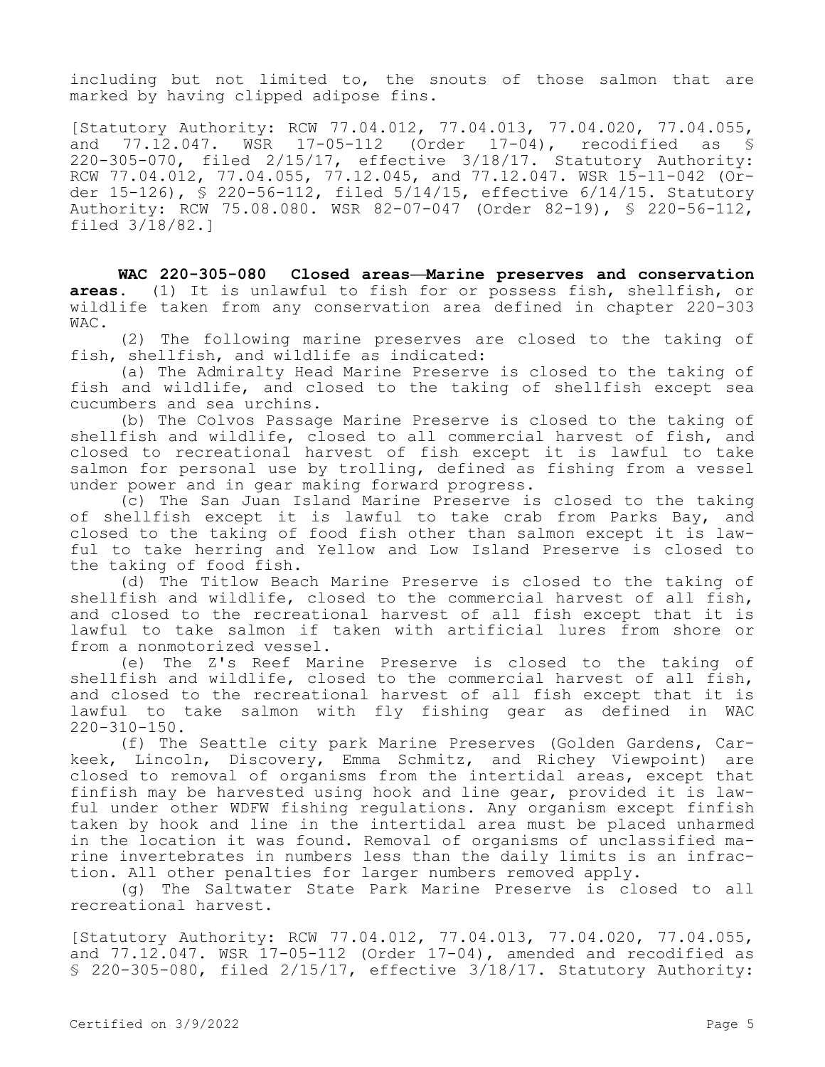including but not limited to, the snouts of those salmon that are marked by having clipped adipose fins.

[Statutory Authority: RCW 77.04.012, 77.04.013, 77.04.020, 77.04.055, and 77.12.047. WSR 17-05-112 (Order 17-04), recodified as § 220-305-070, filed 2/15/17, effective 3/18/17. Statutory Authority: RCW 77.04.012, 77.04.055, 77.12.045, and 77.12.047. WSR 15-11-042 (Order 15-126), § 220-56-112, filed 5/14/15, effective 6/14/15. Statutory Authority: RCW 75.08.080. WSR 82-07-047 (Order 82-19), § 220-56-112, filed 3/18/82.]

**WAC 220-305-080 Closed areas—Marine preserves and conservation areas.** (1) It is unlawful to fish for or possess fish, shellfish, or wildlife taken from any conservation area defined in chapter 220-303 WAC.

(2) The following marine preserves are closed to the taking of fish, shellfish, and wildlife as indicated:

(a) The Admiralty Head Marine Preserve is closed to the taking of fish and wildlife, and closed to the taking of shellfish except sea cucumbers and sea urchins.

(b) The Colvos Passage Marine Preserve is closed to the taking of shellfish and wildlife, closed to all commercial harvest of fish, and closed to recreational harvest of fish except it is lawful to take salmon for personal use by trolling, defined as fishing from a vessel under power and in gear making forward progress.

(c) The San Juan Island Marine Preserve is closed to the taking of shellfish except it is lawful to take crab from Parks Bay, and closed to the taking of food fish other than salmon except it is lawful to take herring and Yellow and Low Island Preserve is closed to the taking of food fish.

(d) The Titlow Beach Marine Preserve is closed to the taking of shellfish and wildlife, closed to the commercial harvest of all fish, and closed to the recreational harvest of all fish except that it is lawful to take salmon if taken with artificial lures from shore or from a nonmotorized vessel.

(e) The Z's Reef Marine Preserve is closed to the taking of shellfish and wildlife, closed to the commercial harvest of all fish, and closed to the recreational harvest of all fish except that it is lawful to take salmon with fly fishing gear as defined in WAC 220-310-150.

(f) The Seattle city park Marine Preserves (Golden Gardens, Carkeek, Lincoln, Discovery, Emma Schmitz, and Richey Viewpoint) are closed to removal of organisms from the intertidal areas, except that finfish may be harvested using hook and line gear, provided it is lawful under other WDFW fishing regulations. Any organism except finfish taken by hook and line in the intertidal area must be placed unharmed in the location it was found. Removal of organisms of unclassified marine invertebrates in numbers less than the daily limits is an infraction. All other penalties for larger numbers removed apply.

(g) The Saltwater State Park Marine Preserve is closed to all recreational harvest.

[Statutory Authority: RCW 77.04.012, 77.04.013, 77.04.020, 77.04.055, and 77.12.047. WSR 17-05-112 (Order 17-04), amended and recodified as § 220-305-080, filed 2/15/17, effective 3/18/17. Statutory Authority: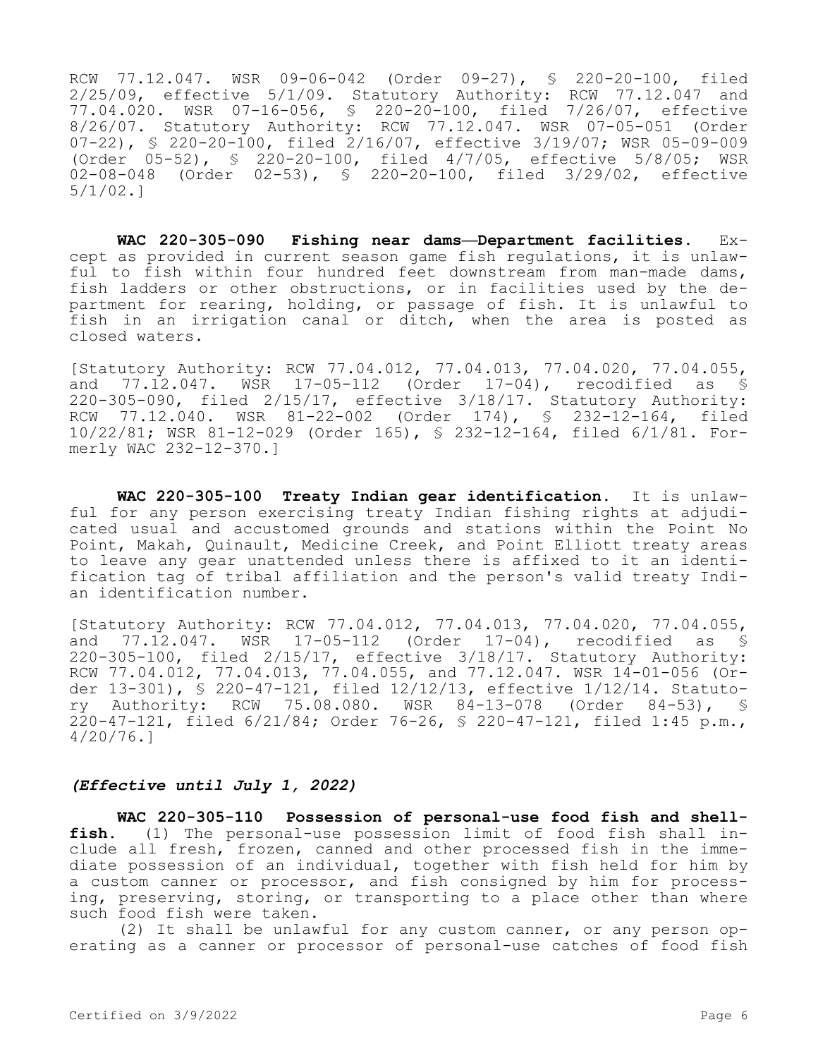RCW 77.12.047. WSR 09-06-042 (Order 09-27), § 220-20-100, filed 2/25/09, effective 5/1/09. Statutory Authority: RCW 77.12.047 and 77.04.020. WSR 07-16-056, § 220-20-100, filed 7/26/07, effective 8/26/07. Statutory Authority: RCW 77.12.047. WSR 07-05-051 (Order 07-22), § 220-20-100, filed 2/16/07, effective 3/19/07; WSR 05-09-009 (Order 05-52), § 220-20-100, filed 4/7/05, effective 5/8/05; WSR 02-08-048 (Order 02-53), § 220-20-100, filed 3/29/02, effective 5/1/02.]

**WAC 220-305-090 Fishing near dams—Department facilities.** Except as provided in current season game fish regulations, it is unlawful to fish within four hundred feet downstream from man-made dams, fish ladders or other obstructions, or in facilities used by the department for rearing, holding, or passage of fish. It is unlawful to fish in an irrigation canal or ditch, when the area is posted as closed waters.

[Statutory Authority: RCW 77.04.012, 77.04.013, 77.04.020, 77.04.055, and 77.12.047. WSR 17-05-112 (Order 17-04), recodified as § 220-305-090, filed 2/15/17, effective 3/18/17. Statutory Authority: RCW 77.12.040. WSR 81-22-002 (Order 174), § 232-12-164, filed 10/22/81; WSR 81-12-029 (Order 165), § 232-12-164, filed 6/1/81. Formerly WAC 232-12-370.]

**WAC 220-305-100 Treaty Indian gear identification.** It is unlawful for any person exercising treaty Indian fishing rights at adjudicated usual and accustomed grounds and stations within the Point No Point, Makah, Quinault, Medicine Creek, and Point Elliott treaty areas to leave any gear unattended unless there is affixed to it an identification tag of tribal affiliation and the person's valid treaty Indian identification number.

[Statutory Authority: RCW 77.04.012, 77.04.013, 77.04.020, 77.04.055, and 77.12.047. WSR 17-05-112 (Order 17-04), recodified as § 220-305-100, filed 2/15/17, effective 3/18/17. Statutory Authority: RCW 77.04.012, 77.04.013, 77.04.055, and 77.12.047. WSR 14-01-056 (Order 13-301), § 220-47-121, filed 12/12/13, effective 1/12/14. Statutory Authority: RCW 75.08.080. WSR 84-13-078 (Order 84-53), § 220-47-121, filed 6/21/84; Order 76-26, § 220-47-121, filed 1:45 p.m., 4/20/76.]

***(Effective until July 1, 2022)***

**WAC 220-305-110 Possession of personal-use food fish and shellfish.** (1) The personal-use possession limit of food fish shall include all fresh, frozen, canned and other processed fish in the immediate possession of an individual, together with fish held for him by a custom canner or processor, and fish consigned by him for processing, preserving, storing, or transporting to a place other than where such food fish were taken.

(2) It shall be unlawful for any custom canner, or any person operating as a canner or processor of personal-use catches of food fish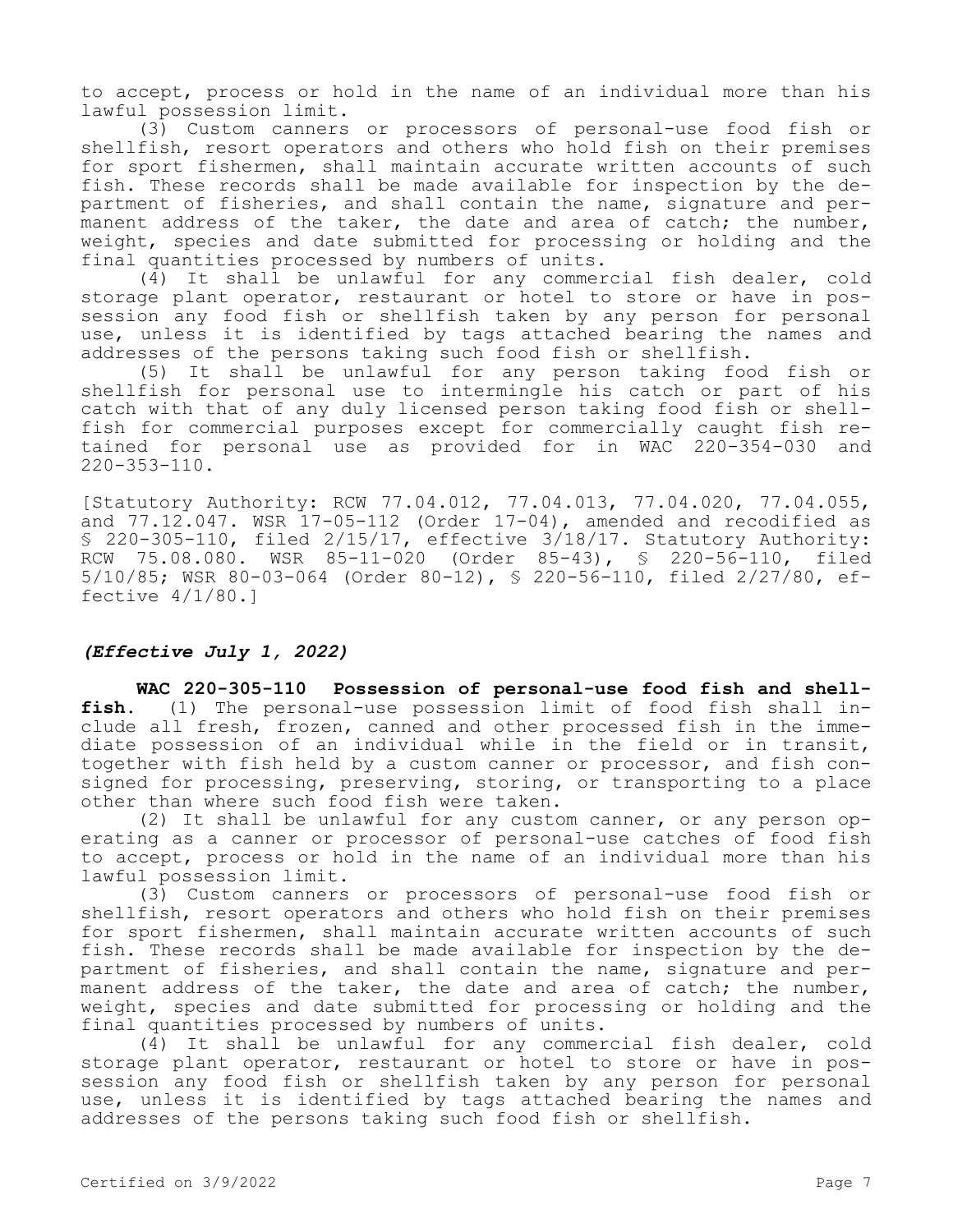to accept, process or hold in the name of an individual more than his lawful possession limit.

(3) Custom canners or processors of personal-use food fish or shellfish, resort operators and others who hold fish on their premises for sport fishermen, shall maintain accurate written accounts of such fish. These records shall be made available for inspection by the department of fisheries, and shall contain the name, signature and permanent address of the taker, the date and area of catch; the number, weight, species and date submitted for processing or holding and the final quantities processed by numbers of units.

(4) It shall be unlawful for any commercial fish dealer, cold storage plant operator, restaurant or hotel to store or have in possession any food fish or shellfish taken by any person for personal use, unless it is identified by tags attached bearing the names and addresses of the persons taking such food fish or shellfish.

(5) It shall be unlawful for any person taking food fish or shellfish for personal use to intermingle his catch or part of his catch with that of any duly licensed person taking food fish or shellfish for commercial purposes except for commercially caught fish retained for personal use as provided for in WAC 220-354-030 and 220-353-110.

[Statutory Authority: RCW 77.04.012, 77.04.013, 77.04.020, 77.04.055, and 77.12.047. WSR 17-05-112 (Order 17-04), amended and recodified as § 220-305-110, filed 2/15/17, effective 3/18/17. Statutory Authority: RCW 75.08.080. WSR 85-11-020 (Order 85-43), § 220-56-110, filed 5/10/85; WSR 80-03-064 (Order 80-12), § 220-56-110, filed 2/27/80, effective 4/1/80.]

***(Effective July 1, 2022)***

**WAC 220-305-110 Possession of personal-use food fish and shellfish.** (1) The personal-use possession limit of food fish shall include all fresh, frozen, canned and other processed fish in the immediate possession of an individual while in the field or in transit, together with fish held by a custom canner or processor, and fish consigned for processing, preserving, storing, or transporting to a place other than where such food fish were taken.

(2) It shall be unlawful for any custom canner, or any person operating as a canner or processor of personal-use catches of food fish to accept, process or hold in the name of an individual more than his lawful possession limit.

(3) Custom canners or processors of personal-use food fish or shellfish, resort operators and others who hold fish on their premises for sport fishermen, shall maintain accurate written accounts of such fish. These records shall be made available for inspection by the department of fisheries, and shall contain the name, signature and permanent address of the taker, the date and area of catch; the number, weight, species and date submitted for processing or holding and the final quantities processed by numbers of units.

(4) It shall be unlawful for any commercial fish dealer, cold storage plant operator, restaurant or hotel to store or have in possession any food fish or shellfish taken by any person for personal use, unless it is identified by tags attached bearing the names and addresses of the persons taking such food fish or shellfish.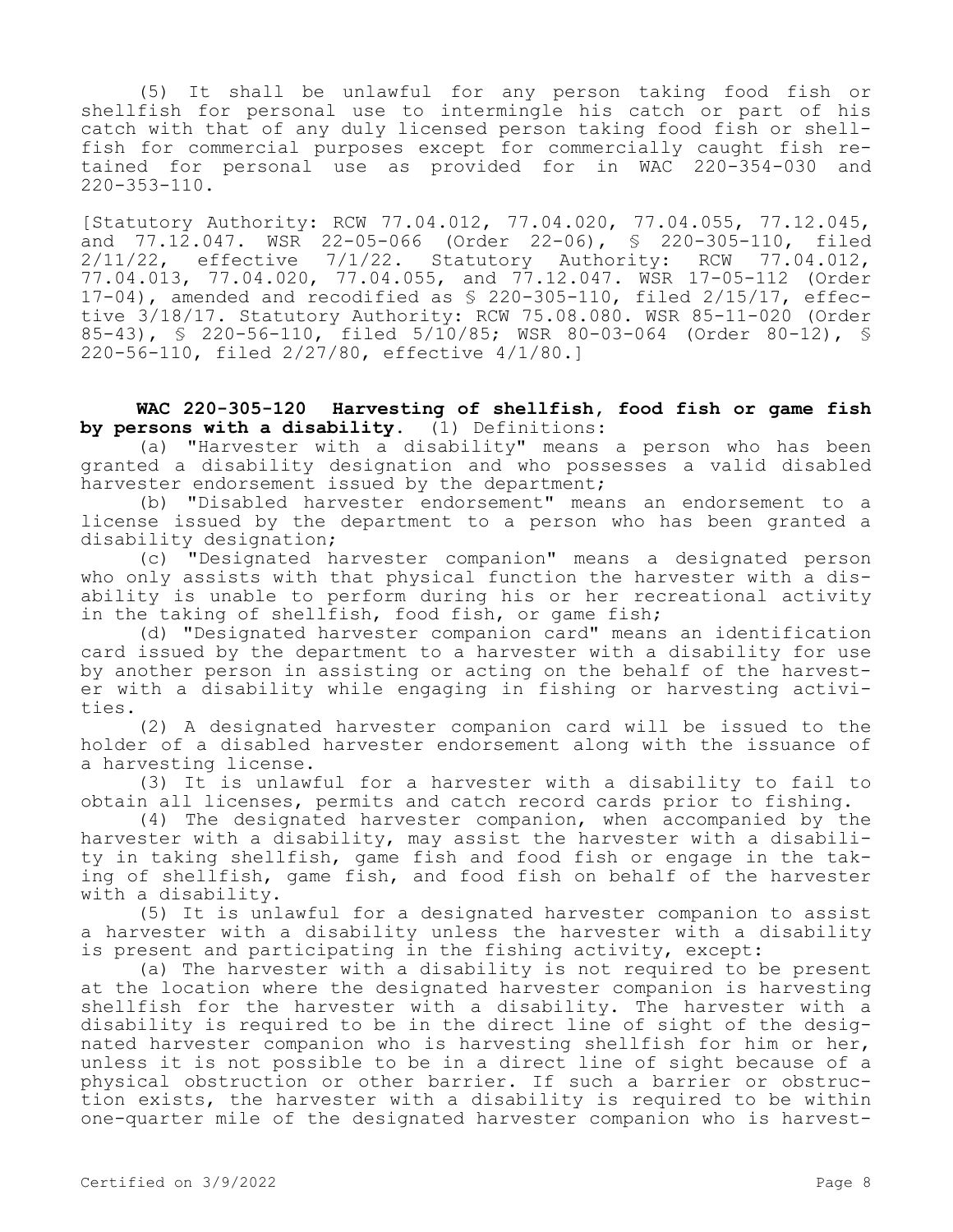(5) It shall be unlawful for any person taking food fish or shellfish for personal use to intermingle his catch or part of his catch with that of any duly licensed person taking food fish or shellfish for commercial purposes except for commercially caught fish retained for personal use as provided for in WAC 220-354-030 and 220-353-110.

[Statutory Authority: RCW 77.04.012, 77.04.020, 77.04.055, 77.12.045, and 77.12.047. WSR 22-05-066 (Order 22-06), § 220-305-110, filed 2/11/22, effective 7/1/22. Statutory Authority: RCW 77.04.012, 77.04.013, 77.04.020, 77.04.055, and 77.12.047. WSR 17-05-112 (Order 17-04), amended and recodified as § 220-305-110, filed 2/15/17, effective 3/18/17. Statutory Authority: RCW 75.08.080. WSR 85-11-020 (Order 85-43), § 220-56-110, filed 5/10/85; WSR 80-03-064 (Order 80-12), § 220-56-110, filed 2/27/80, effective 4/1/80.]

**WAC 220-305-120 Harvesting of shellfish, food fish or game fish by persons with a disability.** (1) Definitions:

(a) "Harvester with a disability" means a person who has been granted a disability designation and who possesses a valid disabled harvester endorsement issued by the department;

(b) "Disabled harvester endorsement" means an endorsement to a license issued by the department to a person who has been granted a disability designation;

(c) "Designated harvester companion" means a designated person who only assists with that physical function the harvester with a disability is unable to perform during his or her recreational activity in the taking of shellfish, food fish, or game fish;

(d) "Designated harvester companion card" means an identification card issued by the department to a harvester with a disability for use by another person in assisting or acting on the behalf of the harvester with a disability while engaging in fishing or harvesting activities.

(2) A designated harvester companion card will be issued to the holder of a disabled harvester endorsement along with the issuance of a harvesting license.

(3) It is unlawful for a harvester with a disability to fail to obtain all licenses, permits and catch record cards prior to fishing.

(4) The designated harvester companion, when accompanied by the harvester with a disability, may assist the harvester with a disability in taking shellfish, game fish and food fish or engage in the taking of shellfish, game fish, and food fish on behalf of the harvester with a disability.

(5) It is unlawful for a designated harvester companion to assist a harvester with a disability unless the harvester with a disability is present and participating in the fishing activity, except:

(a) The harvester with a disability is not required to be present at the location where the designated harvester companion is harvesting shellfish for the harvester with a disability. The harvester with a disability is required to be in the direct line of sight of the designated harvester companion who is harvesting shellfish for him or her, unless it is not possible to be in a direct line of sight because of a physical obstruction or other barrier. If such a barrier or obstruction exists, the harvester with a disability is required to be within one-quarter mile of the designated harvester companion who is harvest-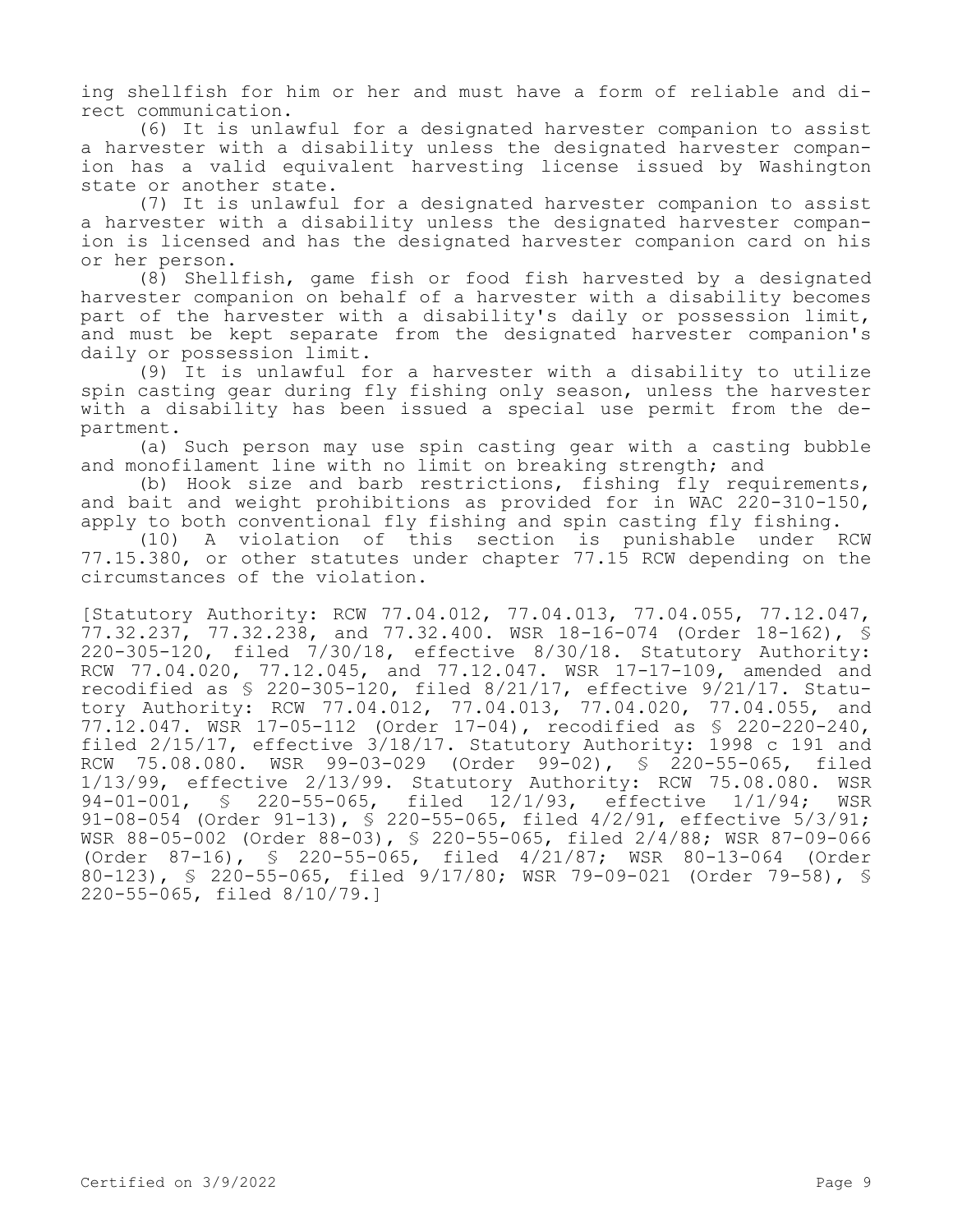ing shellfish for him or her and must have a form of reliable and direct communication.

(6) It is unlawful for a designated harvester companion to assist a harvester with a disability unless the designated harvester companion has a valid equivalent harvesting license issued by Washington state or another state.

(7) It is unlawful for a designated harvester companion to assist a harvester with a disability unless the designated harvester companion is licensed and has the designated harvester companion card on his or her person.

(8) Shellfish, game fish or food fish harvested by a designated harvester companion on behalf of a harvester with a disability becomes part of the harvester with a disability's daily or possession limit, and must be kept separate from the designated harvester companion's daily or possession limit.

(9) It is unlawful for a harvester with a disability to utilize spin casting gear during fly fishing only season, unless the harvester with a disability has been issued a special use permit from the department.

(a) Such person may use spin casting gear with a casting bubble and monofilament line with no limit on breaking strength; and

(b) Hook size and barb restrictions, fishing fly requirements, and bait and weight prohibitions as provided for in WAC 220-310-150, apply to both conventional fly fishing and spin casting fly fishing.

(10) A violation of this section is punishable under RCW 77.15.380, or other statutes under chapter 77.15 RCW depending on the circumstances of the violation.

[Statutory Authority: RCW 77.04.012, 77.04.013, 77.04.055, 77.12.047, 77.32.237, 77.32.238, and 77.32.400. WSR 18-16-074 (Order 18-162), § 220-305-120, filed 7/30/18, effective 8/30/18. Statutory Authority: RCW 77.04.020, 77.12.045, and 77.12.047. WSR 17-17-109, amended and recodified as § 220-305-120, filed 8/21/17, effective 9/21/17. Statutory Authority: RCW 77.04.012, 77.04.013, 77.04.020, 77.04.055, and 77.12.047. WSR 17-05-112 (Order 17-04), recodified as § 220-220-240, filed 2/15/17, effective 3/18/17. Statutory Authority: 1998 c 191 and RCW 75.08.080. WSR 99-03-029 (Order 99-02), § 220-55-065, filed 1/13/99, effective 2/13/99. Statutory Authority: RCW 75.08.080. WSR 94-01-001, § 220-55-065, filed 12/1/93, effective 1/1/94; WSR 91-08-054 (Order 91-13), § 220-55-065, filed 4/2/91, effective 5/3/91; WSR 88-05-002 (Order 88-03), § 220-55-065, filed 2/4/88; WSR 87-09-066 (Order 87-16), § 220-55-065, filed 4/21/87; WSR 80-13-064 (Order 80-123), § 220-55-065, filed 9/17/80; WSR 79-09-021 (Order 79-58), § 220-55-065, filed 8/10/79.]